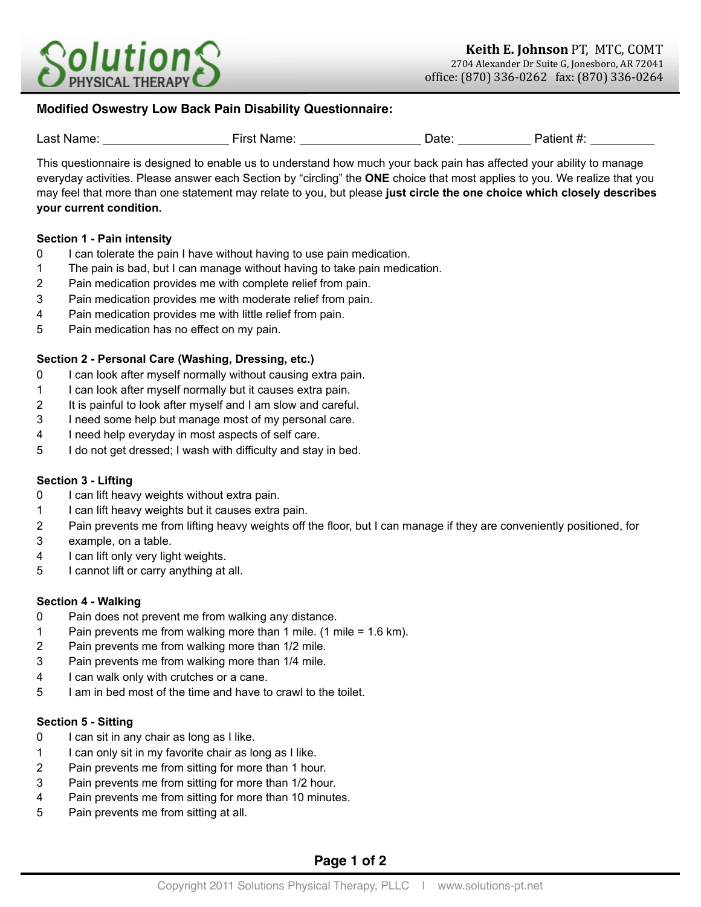**Solutions PHYSICAL THERAPY**

**Keith E. Johnson** PT, MTC, COMT
2704 Alexander Dr Suite G, Jonesboro, AR 72041
office: (870) 336-0262 fax: (870) 336-0264

## Modified Oswestry Low Back Pain Disability Questionnaire:

Last Name: ____________________ First Name: ____________________ Date: ____________ Patient #: __________

This questionnaire is designed to enable us to understand how much your back pain has affected your ability to manage everyday activities. Please answer each Section by "circling" the **ONE** choice that most applies to you. We realize that you may feel that more than one statement may relate to you, but please **just circle the one choice which closely describes your current condition.**

### Section 1 - Pain intensity

0 I can tolerate the pain I have without having to use pain medication.
1 The pain is bad, but I can manage without having to take pain medication.
2 Pain medication provides me with complete relief from pain.
3 Pain medication provides me with moderate relief from pain.
4 Pain medication provides me with little relief from pain.
5 Pain medication has no effect on my pain.

### Section 2 - Personal Care (Washing, Dressing, etc.)

0 I can look after myself normally without causing extra pain.
1 I can look after myself normally but it causes extra pain.
2 It is painful to look after myself and I am slow and careful.
3 I need some help but manage most of my personal care.
4 I need help everyday in most aspects of self care.
5 I do not get dressed; I wash with difficulty and stay in bed.

### Section 3 - Lifting

0 I can lift heavy weights without extra pain.
1 I can lift heavy weights but it causes extra pain.
2 Pain prevents me from lifting heavy weights off the floor, but I can manage if they are conveniently positioned, for
3 example, on a table.
4 I can lift only very light weights.
5 I cannot lift or carry anything at all.

### Section 4 - Walking

0 Pain does not prevent me from walking any distance.
1 Pain prevents me from walking more than 1 mile. (1 mile = 1.6 km).
2 Pain prevents me from walking more than 1/2 mile.
3 Pain prevents me from walking more than 1/4 mile.
4 I can walk only with crutches or a cane.
5 I am in bed most of the time and have to crawl to the toilet.

### Section 5 - Sitting

0 I can sit in any chair as long as I like.
1 I can only sit in my favorite chair as long as I like.
2 Pain prevents me from sitting for more than 1 hour.
3 Pain prevents me from sitting for more than 1/2 hour.
4 Pain prevents me from sitting for more than 10 minutes.
5 Pain prevents me from sitting at all.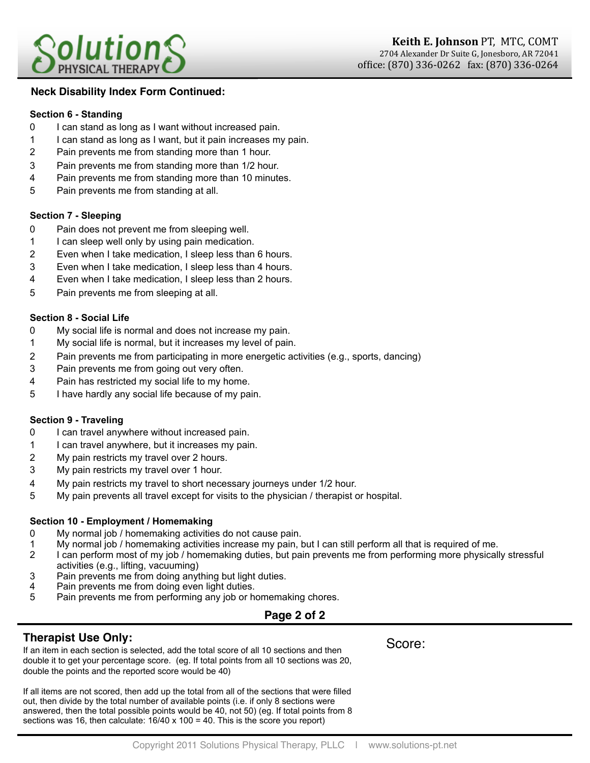**Neck Disability Index Form Continued:**

**Section 6 - Standing**

0 I can stand as long as I want without increased pain.
1 I can stand as long as I want, but it pain increases my pain.
2 Pain prevents me from standing more than 1 hour.
3 Pain prevents me from standing more than 1/2 hour.
4 Pain prevents me from standing more than 10 minutes.
5 Pain prevents me from standing at all.

**Section 7 - Sleeping**

0 Pain does not prevent me from sleeping well.
1 I can sleep well only by using pain medication.
2 Even when I take medication, I sleep less than 6 hours.
3 Even when I take medication, I sleep less than 4 hours.
4 Even when I take medication, I sleep less than 2 hours.
5 Pain prevents me from sleeping at all.

**Section 8 - Social Life**

0 My social life is normal and does not increase my pain.
1 My social life is normal, but it increases my level of pain.
2 Pain prevents me from participating in more energetic activities (e.g., sports, dancing)
3 Pain prevents me from going out very often.
4 Pain has restricted my social life to my home.
5 I have hardly any social life because of my pain.

**Section 9 - Traveling**

0 I can travel anywhere without increased pain.
1 I can travel anywhere, but it increases my pain.
2 My pain restricts my travel over 2 hours.
3 My pain restricts my travel over 1 hour.
4 My pain restricts my travel to short necessary journeys under 1/2 hour.
5 My pain prevents all travel except for visits to the physician / therapist or hospital.

**Section 10 - Employment / Homemaking**

0 My normal job / homemaking activities do not cause pain.
1 My normal job / homemaking activities increase my pain, but I can still perform all that is required of me.
2 I can perform most of my job / homemaking duties, but pain prevents me from performing more physically stressful activities (e.g., lifting, vacuuming)
3 Pain prevents me from doing anything but light duties.
4 Pain prevents me from doing even light duties.
5 Pain prevents me from performing any job or homemaking chores.

## Therapist Use Only:

If an item in each section is selected, add the total score of all 10 sections and then double it to get your percentage score. (eg. If total points from all 10 sections was 20, double the points and the reported score would be 40)

If all items are not scored, then add up the total from all of the sections that were filled out, then divide by the total number of available points (i.e. if only 8 sections were answered, then the total possible points would be 40, not 50) (eg. If total points from 8 sections was 16, then calculate: 16/40 x 100 = 40. This is the score you report)

Score: